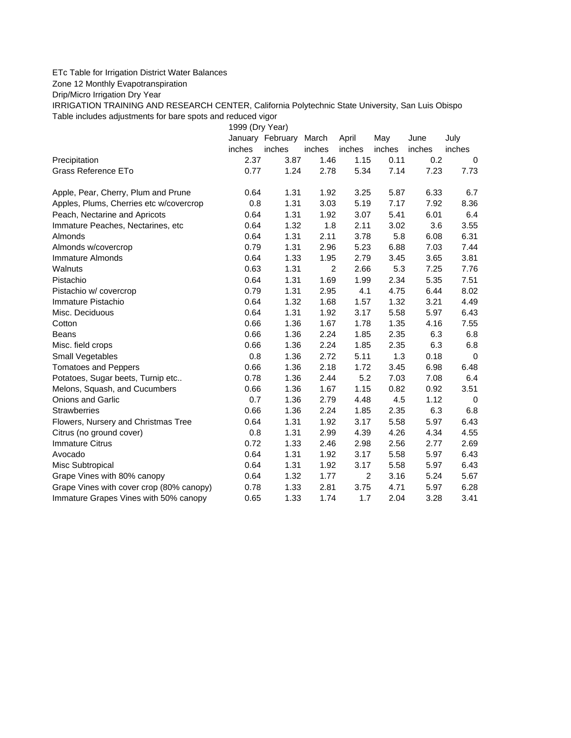ETc Table for Irrigation District Water Balances

Zone 12 Monthly Evapotranspiration

Drip/Micro Irrigation Dry Year

IRRIGATION TRAINING AND RESEARCH CENTER, California Polytechnic State University, San Luis Obispo

Table includes adjustments for bare spots and reduced vigor

| | 1999 (Dry Year) | | | | | | |
|---|---|---|---|---|---|---|---|
| | January | February | March | April | May | June | July |
| | inches | inches | inches | inches | inches | inches | inches |
| Precipitation | 2.37 | 3.87 | 1.46 | 1.15 | 0.11 | 0.2 | 0 |
| Grass Reference ETo | 0.77 | 1.24 | 2.78 | 5.34 | 7.14 | 7.23 | 7.73 |
| | | | | | | | |
| Apple, Pear, Cherry, Plum and Prune | 0.64 | 1.31 | 1.92 | 3.25 | 5.87 | 6.33 | 6.7 |
| Apples, Plums, Cherries etc w/covercrop | 0.8 | 1.31 | 3.03 | 5.19 | 7.17 | 7.92 | 8.36 |
| Peach, Nectarine and Apricots | 0.64 | 1.31 | 1.92 | 3.07 | 5.41 | 6.01 | 6.4 |
| Immature Peaches, Nectarines, etc | 0.64 | 1.32 | 1.8 | 2.11 | 3.02 | 3.6 | 3.55 |
| Almonds | 0.64 | 1.31 | 2.11 | 3.78 | 5.8 | 6.08 | 6.31 |
| Almonds w/covercrop | 0.79 | 1.31 | 2.96 | 5.23 | 6.88 | 7.03 | 7.44 |
| Immature Almonds | 0.64 | 1.33 | 1.95 | 2.79 | 3.45 | 3.65 | 3.81 |
| Walnuts | 0.63 | 1.31 | 2 | 2.66 | 5.3 | 7.25 | 7.76 |
| Pistachio | 0.64 | 1.31 | 1.69 | 1.99 | 2.34 | 5.35 | 7.51 |
| Pistachio w/ covercrop | 0.79 | 1.31 | 2.95 | 4.1 | 4.75 | 6.44 | 8.02 |
| Immature Pistachio | 0.64 | 1.32 | 1.68 | 1.57 | 1.32 | 3.21 | 4.49 |
| Misc. Deciduous | 0.64 | 1.31 | 1.92 | 3.17 | 5.58 | 5.97 | 6.43 |
| Cotton | 0.66 | 1.36 | 1.67 | 1.78 | 1.35 | 4.16 | 7.55 |
| Beans | 0.66 | 1.36 | 2.24 | 1.85 | 2.35 | 6.3 | 6.8 |
| Misc. field crops | 0.66 | 1.36 | 2.24 | 1.85 | 2.35 | 6.3 | 6.8 |
| Small Vegetables | 0.8 | 1.36 | 2.72 | 5.11 | 1.3 | 0.18 | 0 |
| Tomatoes and Peppers | 0.66 | 1.36 | 2.18 | 1.72 | 3.45 | 6.98 | 6.48 |
| Potatoes, Sugar beets, Turnip etc.. | 0.78 | 1.36 | 2.44 | 5.2 | 7.03 | 7.08 | 6.4 |
| Melons, Squash, and Cucumbers | 0.66 | 1.36 | 1.67 | 1.15 | 0.82 | 0.92 | 3.51 |
| Onions and Garlic | 0.7 | 1.36 | 2.79 | 4.48 | 4.5 | 1.12 | 0 |
| Strawberries | 0.66 | 1.36 | 2.24 | 1.85 | 2.35 | 6.3 | 6.8 |
| Flowers, Nursery and Christmas Tree | 0.64 | 1.31 | 1.92 | 3.17 | 5.58 | 5.97 | 6.43 |
| Citrus (no ground cover) | 0.8 | 1.31 | 2.99 | 4.39 | 4.26 | 4.34 | 4.55 |
| Immature Citrus | 0.72 | 1.33 | 2.46 | 2.98 | 2.56 | 2.77 | 2.69 |
| Avocado | 0.64 | 1.31 | 1.92 | 3.17 | 5.58 | 5.97 | 6.43 |
| Misc Subtropical | 0.64 | 1.31 | 1.92 | 3.17 | 5.58 | 5.97 | 6.43 |
| Grape Vines with 80% canopy | 0.64 | 1.32 | 1.77 | 2 | 3.16 | 5.24 | 5.67 |
| Grape Vines with cover crop (80% canopy) | 0.78 | 1.33 | 2.81 | 3.75 | 4.71 | 5.97 | 6.28 |
| Immature Grapes Vines with 50% canopy | 0.65 | 1.33 | 1.74 | 1.7 | 2.04 | 3.28 | 3.41 |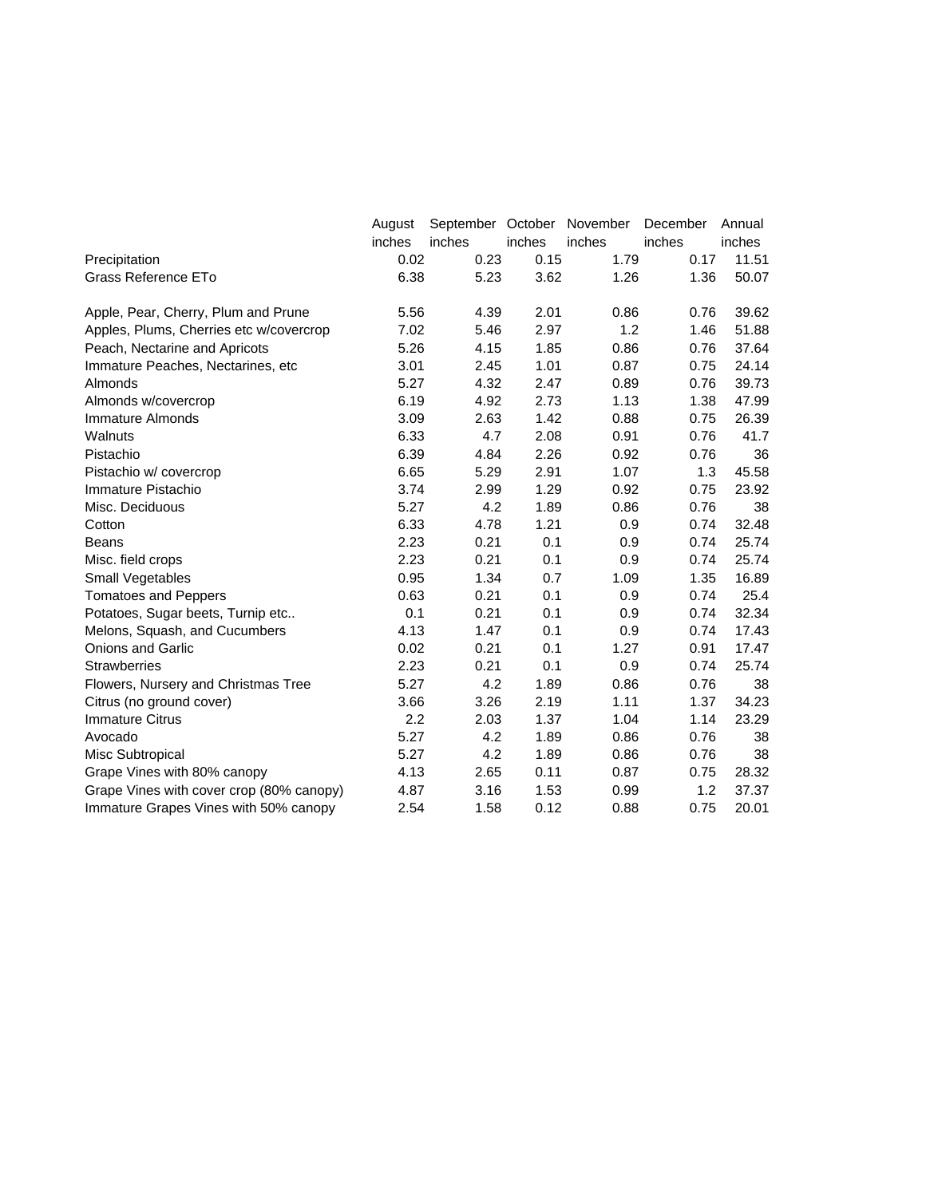| | August inches | September inches | October inches | November inches | December inches | Annual inches |
|---|---|---|---|---|---|---|
| Precipitation | 0.02 | 0.23 | 0.15 | 1.79 | 0.17 | 11.51 |
| Grass Reference ETo | 6.38 | 5.23 | 3.62 | 1.26 | 1.36 | 50.07 |
| | | | | | | |
| Apple, Pear, Cherry, Plum and Prune | 5.56 | 4.39 | 2.01 | 0.86 | 0.76 | 39.62 |
| Apples, Plums, Cherries etc w/covercrop | 7.02 | 5.46 | 2.97 | 1.2 | 1.46 | 51.88 |
| Peach, Nectarine and Apricots | 5.26 | 4.15 | 1.85 | 0.86 | 0.76 | 37.64 |
| Immature Peaches, Nectarines, etc | 3.01 | 2.45 | 1.01 | 0.87 | 0.75 | 24.14 |
| Almonds | 5.27 | 4.32 | 2.47 | 0.89 | 0.76 | 39.73 |
| Almonds w/covercrop | 6.19 | 4.92 | 2.73 | 1.13 | 1.38 | 47.99 |
| Immature Almonds | 3.09 | 2.63 | 1.42 | 0.88 | 0.75 | 26.39 |
| Walnuts | 6.33 | 4.7 | 2.08 | 0.91 | 0.76 | 41.7 |
| Pistachio | 6.39 | 4.84 | 2.26 | 0.92 | 0.76 | 36 |
| Pistachio w/ covercrop | 6.65 | 5.29 | 2.91 | 1.07 | 1.3 | 45.58 |
| Immature Pistachio | 3.74 | 2.99 | 1.29 | 0.92 | 0.75 | 23.92 |
| Misc. Deciduous | 5.27 | 4.2 | 1.89 | 0.86 | 0.76 | 38 |
| Cotton | 6.33 | 4.78 | 1.21 | 0.9 | 0.74 | 32.48 |
| Beans | 2.23 | 0.21 | 0.1 | 0.9 | 0.74 | 25.74 |
| Misc. field crops | 2.23 | 0.21 | 0.1 | 0.9 | 0.74 | 25.74 |
| Small Vegetables | 0.95 | 1.34 | 0.7 | 1.09 | 1.35 | 16.89 |
| Tomatoes and Peppers | 0.63 | 0.21 | 0.1 | 0.9 | 0.74 | 25.4 |
| Potatoes, Sugar beets, Turnip etc.. | 0.1 | 0.21 | 0.1 | 0.9 | 0.74 | 32.34 |
| Melons, Squash, and Cucumbers | 4.13 | 1.47 | 0.1 | 0.9 | 0.74 | 17.43 |
| Onions and Garlic | 0.02 | 0.21 | 0.1 | 1.27 | 0.91 | 17.47 |
| Strawberries | 2.23 | 0.21 | 0.1 | 0.9 | 0.74 | 25.74 |
| Flowers, Nursery and Christmas Tree | 5.27 | 4.2 | 1.89 | 0.86 | 0.76 | 38 |
| Citrus (no ground cover) | 3.66 | 3.26 | 2.19 | 1.11 | 1.37 | 34.23 |
| Immature Citrus | 2.2 | 2.03 | 1.37 | 1.04 | 1.14 | 23.29 |
| Avocado | 5.27 | 4.2 | 1.89 | 0.86 | 0.76 | 38 |
| Misc Subtropical | 5.27 | 4.2 | 1.89 | 0.86 | 0.76 | 38 |
| Grape Vines with 80% canopy | 4.13 | 2.65 | 0.11 | 0.87 | 0.75 | 28.32 |
| Grape Vines with cover crop (80% canopy) | 4.87 | 3.16 | 1.53 | 0.99 | 1.2 | 37.37 |
| Immature Grapes Vines with 50% canopy | 2.54 | 1.58 | 0.12 | 0.88 | 0.75 | 20.01 |